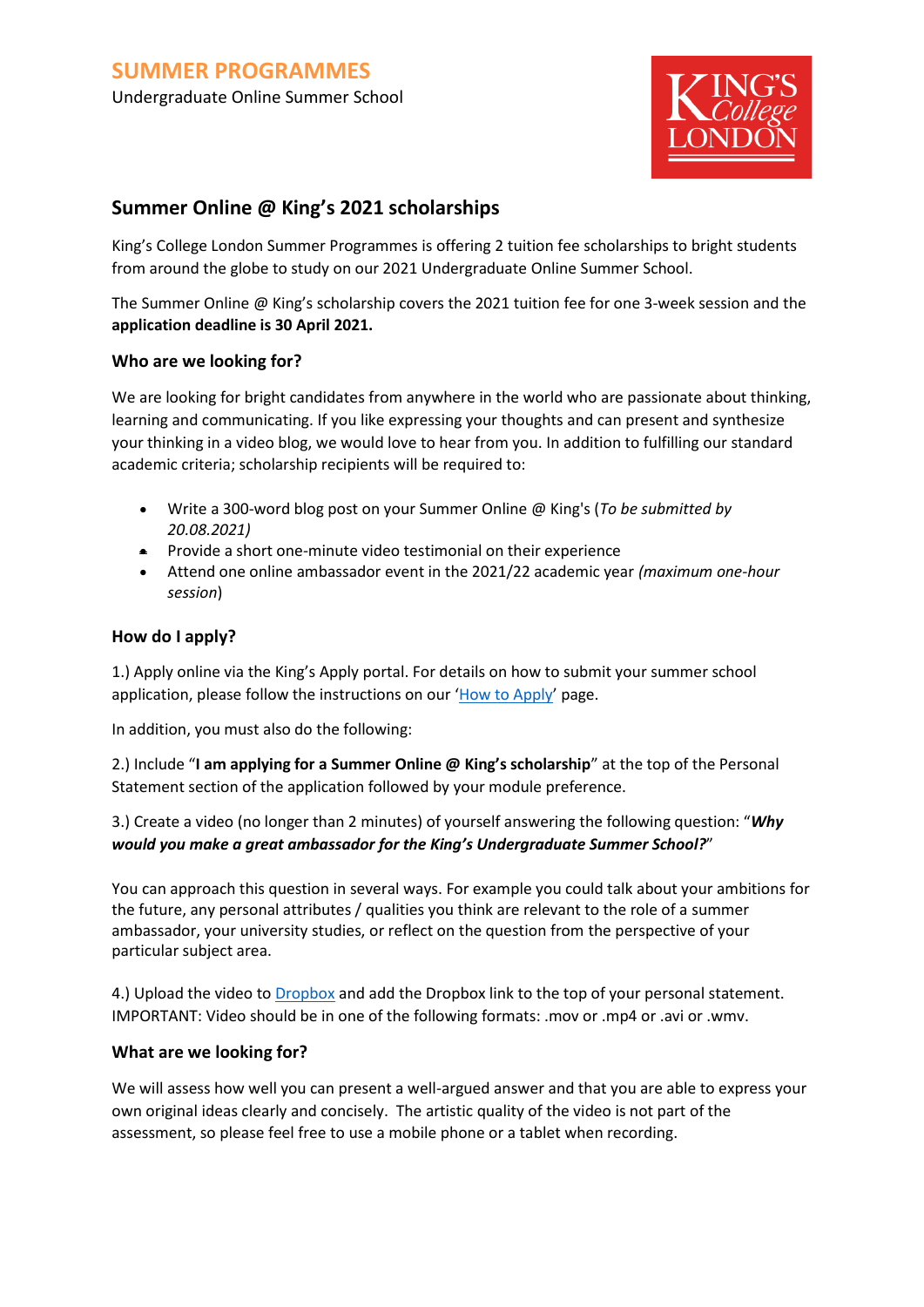SUMMER PROGRAMMES

Undergraduate Online Summer School

## Summer Online @ King's 2021 scholarships

King's College London Summer Programmes is offering 2 tuition fee scholarships to bright students from around the globe to study on our 2021 Undergraduate Online Summer School.

The Summer Online @ King's scholarship covers the 2021 tuition fee for one 3-week session and the **application deadline is 30 April 2021.**

### Who are we looking for?

We are looking for bright candidates from anywhere in the world who are passionate about thinking, learning and communicating. If you like expressing your thoughts and can present and synthesize your thinking in a video blog, we would love to hear from you. In addition to fulfilling our standard academic criteria; scholarship recipients will be required to:

- Write a 300-word blog post on your Summer Online @ King's (*To be submitted by 20.08.2021)*
- Provide a short one-minute video testimonial on their experience
- Attend one online ambassador event in the 2021/22 academic year *(maximum one-hour session*)

### How do I apply?

1.) Apply online via the King's Apply portal. For details on how to submit your summer school application, please follow the instructions on our '[How to Apply](How to Apply)' page.

In addition, you must also do the following:

2.) Include "**I am applying for a Summer Online @ King's scholarship**" at the top of the Personal Statement section of the application followed by your module preference.

3.) Create a video (no longer than 2 minutes) of yourself answering the following question: "***Why would you make a great ambassador for the King's Undergraduate Summer School?***"

You can approach this question in several ways. For example you could talk about your ambitions for the future, any personal attributes / qualities you think are relevant to the role of a summer ambassador, your university studies, or reflect on the question from the perspective of your particular subject area.

4.) Upload the video to [Dropbox](Dropbox) and add the Dropbox link to the top of your personal statement. IMPORTANT: Video should be in one of the following formats: .mov or .mp4 or .avi or .wmv.

### What are we looking for?

We will assess how well you can present a well-argued answer and that you are able to express your own original ideas clearly and concisely. The artistic quality of the video is not part of the assessment, so please feel free to use a mobile phone or a tablet when recording.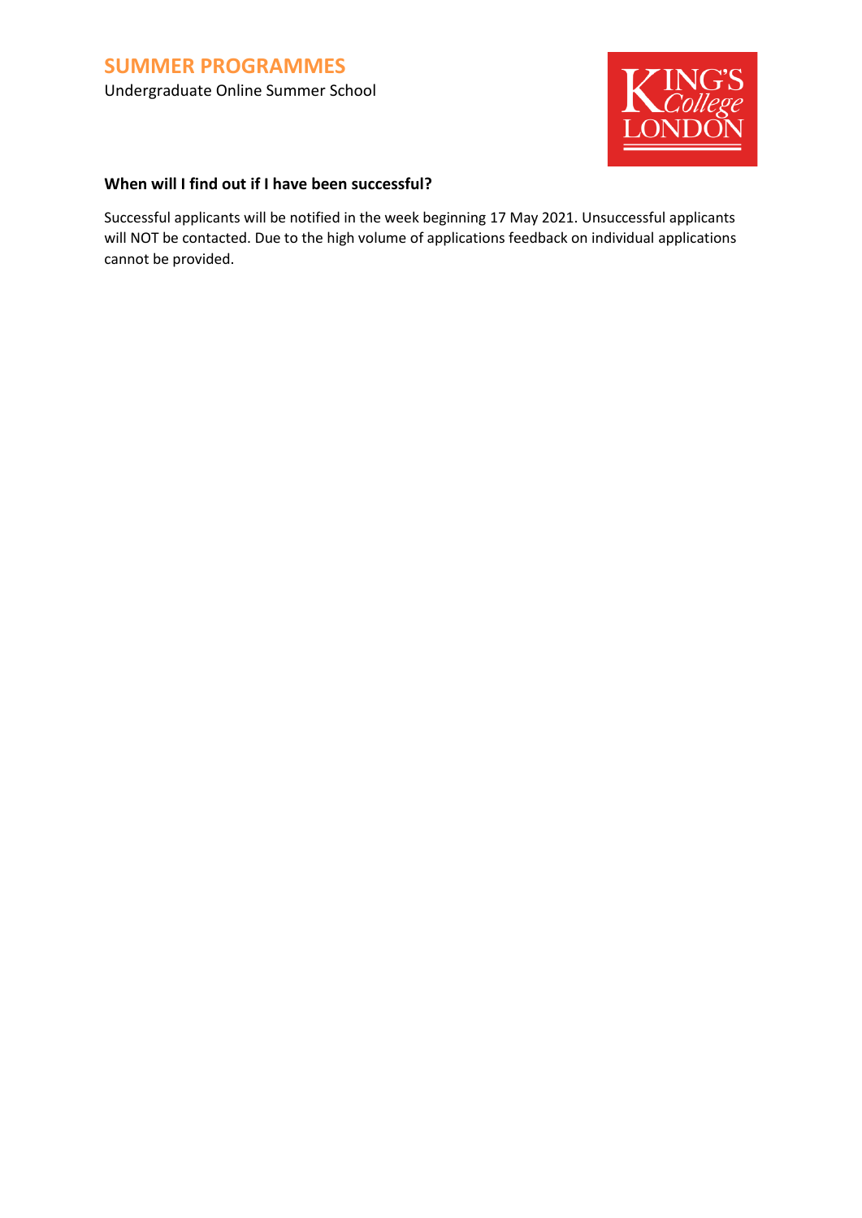### When will I find out if I have been successful?

Successful applicants will be notified in the week beginning 17 May 2021. Unsuccessful applicants will NOT be contacted. Due to the high volume of applications feedback on individual applications cannot be provided.